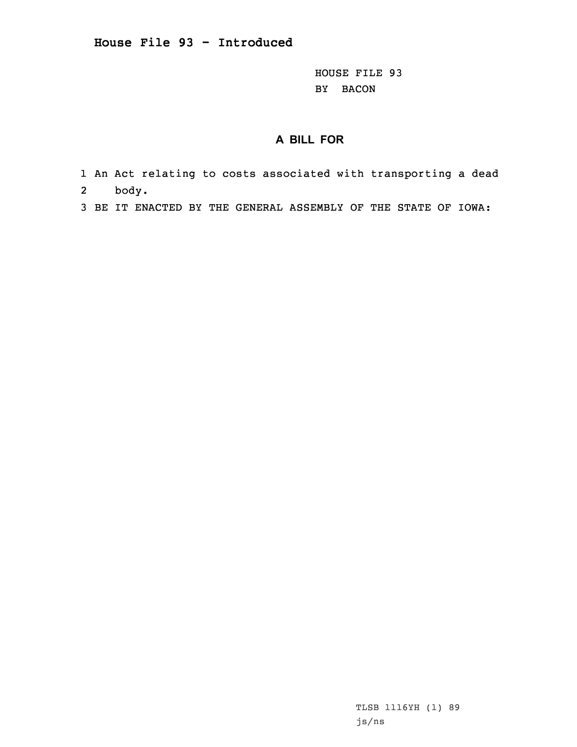## House File 93 - Introduced

HOUSE FILE 93
BY BACON

### A BILL FOR

1 An Act relating to costs associated with transporting a dead
2 body.
3 BE IT ENACTED BY THE GENERAL ASSEMBLY OF THE STATE OF IOWA:

TLSB 1116YH (1) 89
js/ns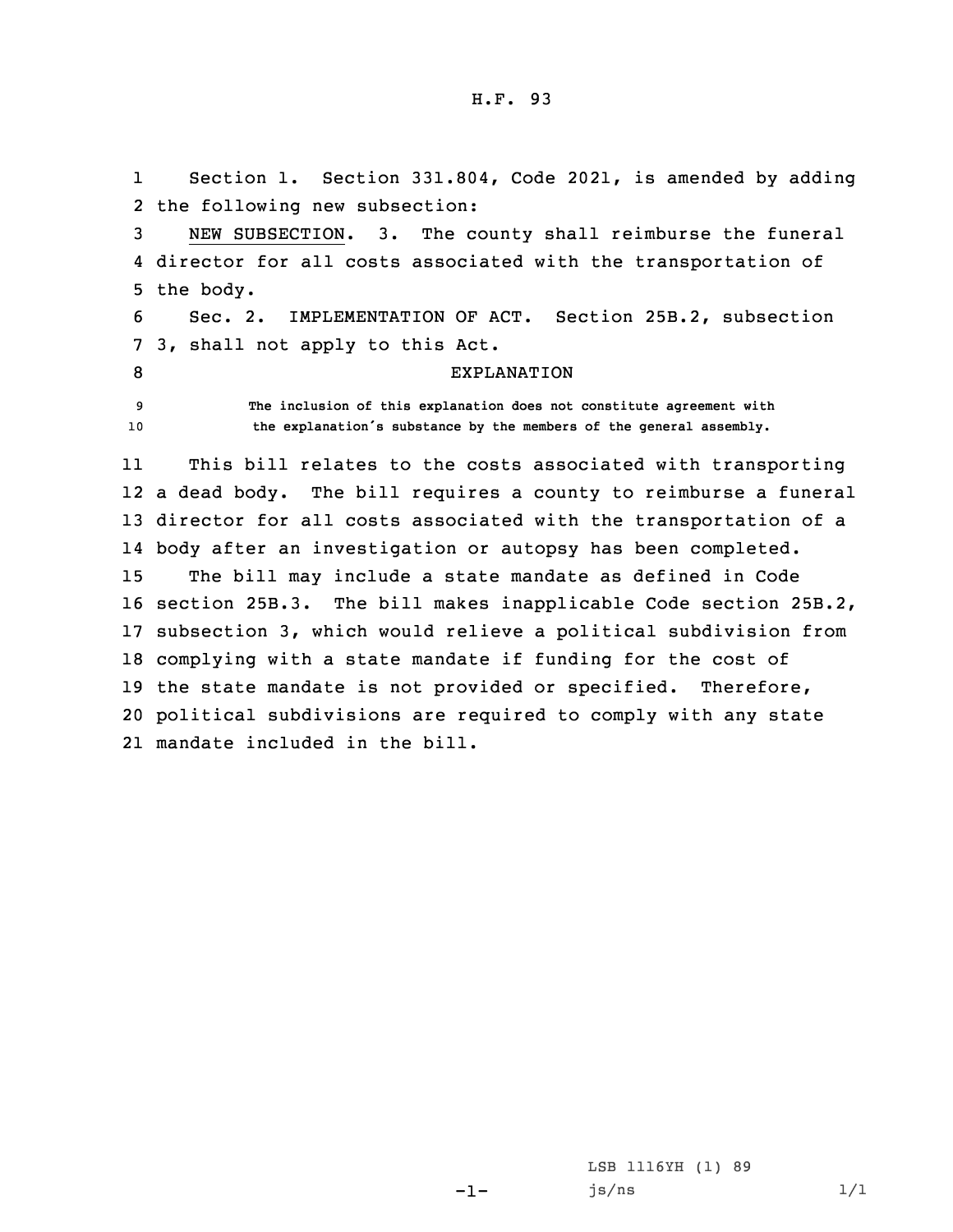Section 1. Section 331.804, Code 2021, is amended by adding the following new subsection:

NEW SUBSECTION. 3. The county shall reimburse the funeral director for all costs associated with the transportation of the body.

Sec. 2. IMPLEMENTATION OF ACT. Section 25B.2, subsection 3, shall not apply to this Act.

EXPLANATION

The inclusion of this explanation does not constitute agreement with the explanation's substance by the members of the general assembly.

This bill relates to the costs associated with transporting a dead body. The bill requires a county to reimburse a funeral director for all costs associated with the transportation of a body after an investigation or autopsy has been completed.

The bill may include a state mandate as defined in Code section 25B.3. The bill makes inapplicable Code section 25B.2, subsection 3, which would relieve a political subdivision from complying with a state mandate if funding for the cost of the state mandate is not provided or specified. Therefore, political subdivisions are required to comply with any state mandate included in the bill.

LSB 1116YH (1) 89
js/ns